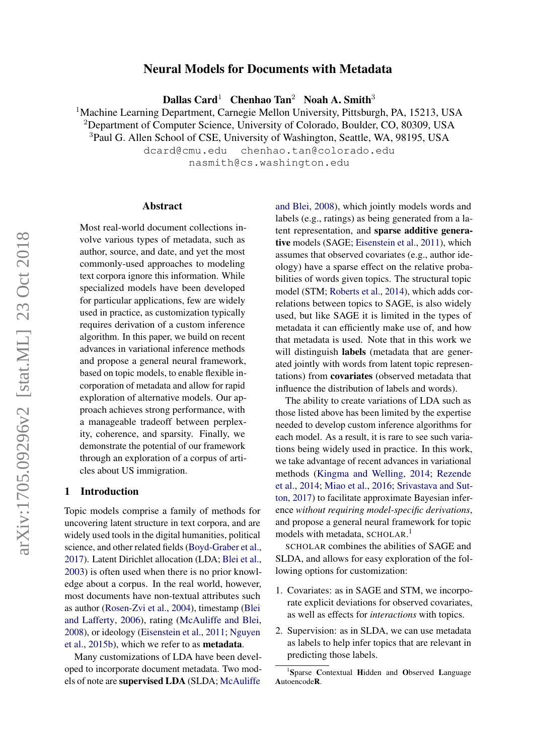# Neural Models for Documents with Metadata

**Dallas Card**[1] **Chenhao Tan**[2] **Noah A. Smith**[3]

[1]Machine Learning Department, Carnegie Mellon University, Pittsburgh, PA, 15213, USA
[2]Department of Computer Science, University of Colorado, Boulder, CO, 80309, USA
[3]Paul G. Allen School of CSE, University of Washington, Seattle, WA, 98195, USA

dcard@cmu.edu chenhao.tan@colorado.edu
nasmith@cs.washington.edu

## Abstract

Most real-world document collections involve various types of metadata, such as author, source, and date, and yet the most commonly-used approaches to modeling text corpora ignore this information. While specialized models have been developed for particular applications, few are widely used in practice, as customization typically requires derivation of a custom inference algorithm. In this paper, we build on recent advances in variational inference methods and propose a general neural framework, based on topic models, to enable flexible incorporation of metadata and allow for rapid exploration of alternative models. Our approach achieves strong performance, with a manageable tradeoff between perplexity, coherence, and sparsity. Finally, we demonstrate the potential of our framework through an exploration of a corpus of articles about US immigration.

## 1 Introduction

Topic models comprise a family of methods for uncovering latent structure in text corpora, and are widely used tools in the digital humanities, political science, and other related fields (Boyd-Graber et al., 2017). Latent Dirichlet allocation (LDA; Blei et al., 2003) is often used when there is no prior knowledge about a corpus. In the real world, however, most documents have non-textual attributes such as author (Rosen-Zvi et al., 2004), timestamp (Blei and Lafferty, 2006), rating (McAuliffe and Blei, 2008), or ideology (Eisenstein et al., 2011; Nguyen et al., 2015b), which we refer to as **metadata**.

Many customizations of LDA have been developed to incorporate document metadata. Two models of note are **supervised LDA** (SLDA; McAuliffe and Blei, 2008), which jointly models words and labels (e.g., ratings) as being generated from a latent representation, and **sparse additive generative** models (SAGE; Eisenstein et al., 2011), which assumes that observed covariates (e.g., author ideology) have a sparse effect on the relative probabilities of words given topics. The structural topic model (STM; Roberts et al., 2014), which adds correlations between topics to SAGE, is also widely used, but like SAGE it is limited in the types of metadata it can efficiently make use of, and how that metadata is used. Note that in this work we will distinguish **labels** (metadata that are generated jointly with words from latent topic representations) from **covariates** (observed metadata that influence the distribution of labels and words).

The ability to create variations of LDA such as those listed above has been limited by the expertise needed to develop custom inference algorithms for each model. As a result, it is rare to see such variations being widely used in practice. In this work, we take advantage of recent advances in variational methods (Kingma and Welling, 2014; Rezende et al., 2014; Miao et al., 2016; Srivastava and Sutton, 2017) to facilitate approximate Bayesian inference *without requiring model-specific derivations*, and propose a general neural framework for topic models with metadata, SCHOLAR.[1]

SCHOLAR combines the abilities of SAGE and SLDA, and allows for easy exploration of the following options for customization:

1. Covariates: as in SAGE and STM, we incorporate explicit deviations for observed covariates, as well as effects for *interactions* with topics.
2. Supervision: as in SLDA, we can use metadata as labels to help infer topics that are relevant in predicting those labels.

[1]**S**parse **C**ontextual **H**idden and **O**bserved **L**anguage **A**utoencode**R**.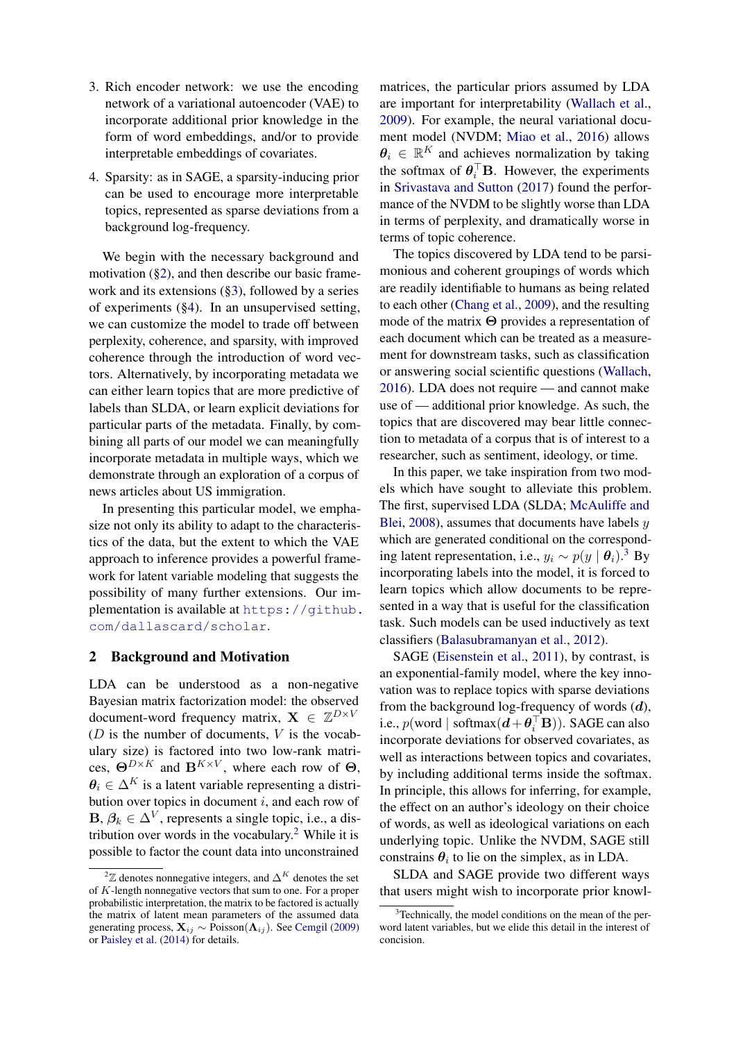3. Rich encoder network: we use the encoding network of a variational autoencoder (VAE) to incorporate additional prior knowledge in the form of word embeddings, and/or to provide interpretable embeddings of covariates.

4. Sparsity: as in SAGE, a sparsity-inducing prior can be used to encourage more interpretable topics, represented as sparse deviations from a background log-frequency.

We begin with the necessary background and motivation (§2), and then describe our basic framework and its extensions (§3), followed by a series of experiments (§4). In an unsupervised setting, we can customize the model to trade off between perplexity, coherence, and sparsity, with improved coherence through the introduction of word vectors. Alternatively, by incorporating metadata we can either learn topics that are more predictive of labels than SLDA, or learn explicit deviations for particular parts of the metadata. Finally, by combining all parts of our model we can meaningfully incorporate metadata in multiple ways, which we demonstrate through an exploration of a corpus of news articles about US immigration.

In presenting this particular model, we emphasize not only its ability to adapt to the characteristics of the data, but the extent to which the VAE approach to inference provides a powerful framework for latent variable modeling that suggests the possibility of many further extensions. Our implementation is available at https://github.com/dallascard/scholar.

## 2 Background and Motivation

LDA can be understood as a non-negative Bayesian matrix factorization model: the observed document-word frequency matrix, $\mathbf{X} \in \mathbb{Z}^{D \times V}$ ($D$ is the number of documents, $V$ is the vocabulary size) is factored into two low-rank matrices, $\mathbf{\Theta}^{D \times K}$ and $\mathbf{B}^{K \times V}$, where each row of $\mathbf{\Theta}$, $\boldsymbol{\theta}_i \in \Delta^K$ is a latent variable representing a distribution over topics in document $i$, and each row of $\mathbf{B}$, $\boldsymbol{\beta}_k \in \Delta^V$, represents a single topic, i.e., a distribution over words in the vocabulary.[2] While it is possible to factor the count data into unconstrained matrices, the particular priors assumed by LDA are important for interpretability (Wallach et al., 2009). For example, the neural variational document model (NVDM; Miao et al., 2016) allows $\boldsymbol{\theta}_i \in \mathbb{R}^K$ and achieves normalization by taking the softmax of $\boldsymbol{\theta}_i^\top \mathbf{B}$. However, the experiments in Srivastava and Sutton (2017) found the performance of the NVDM to be slightly worse than LDA in terms of perplexity, and dramatically worse in terms of topic coherence.

The topics discovered by LDA tend to be parsimonious and coherent groupings of words which are readily identifiable to humans as being related to each other (Chang et al., 2009), and the resulting mode of the matrix $\mathbf{\Theta}$ provides a representation of each document which can be treated as a measurement for downstream tasks, such as classification or answering social scientific questions (Wallach, 2016). LDA does not require — and cannot make use of — additional prior knowledge. As such, the topics that are discovered may bear little connection to metadata of a corpus that is of interest to a researcher, such as sentiment, ideology, or time.

In this paper, we take inspiration from two models which have sought to alleviate this problem. The first, supervised LDA (SLDA; McAuliffe and Blei, 2008), assumes that documents have labels $y$ which are generated conditional on the corresponding latent representation, i.e., $y_i \sim p(y \mid \boldsymbol{\theta}_i)$.[3] By incorporating labels into the model, it is forced to learn topics which allow documents to be represented in a way that is useful for the classification task. Such models can be used inductively as text classifiers (Balasubramanyan et al., 2012).

SAGE (Eisenstein et al., 2011), by contrast, is an exponential-family model, where the key innovation was to replace topics with sparse deviations from the background log-frequency of words ($\boldsymbol{d}$), i.e., $p(\text{word} \mid \text{softmax}(\boldsymbol{d} + \boldsymbol{\theta}_i^\top \mathbf{B}))$. SAGE can also incorporate deviations for observed covariates, as well as interactions between topics and covariates, by including additional terms inside the softmax. In principle, this allows for inferring, for example, the effect on an author's ideology on their choice of words, as well as ideological variations on each underlying topic. Unlike the NVDM, SAGE still constrains $\boldsymbol{\theta}_i$ to lie on the simplex, as in LDA.

SLDA and SAGE provide two different ways that users might wish to incorporate prior knowl-

---

[2] $\mathbb{Z}$ denotes nonnegative integers, and $\Delta^K$ denotes the set of $K$-length nonnegative vectors that sum to one. For a proper probabilistic interpretation, the matrix to be factored is actually the matrix of latent mean parameters of the assumed data generating process, $\mathbf{X}_{ij} \sim \text{Poisson}(\mathbf{\Lambda}_{ij})$. See Cemgil (2009) or Paisley et al. (2014) for details.

[3] Technically, the model conditions on the mean of the per-word latent variables, but we elide this detail in the interest of concision.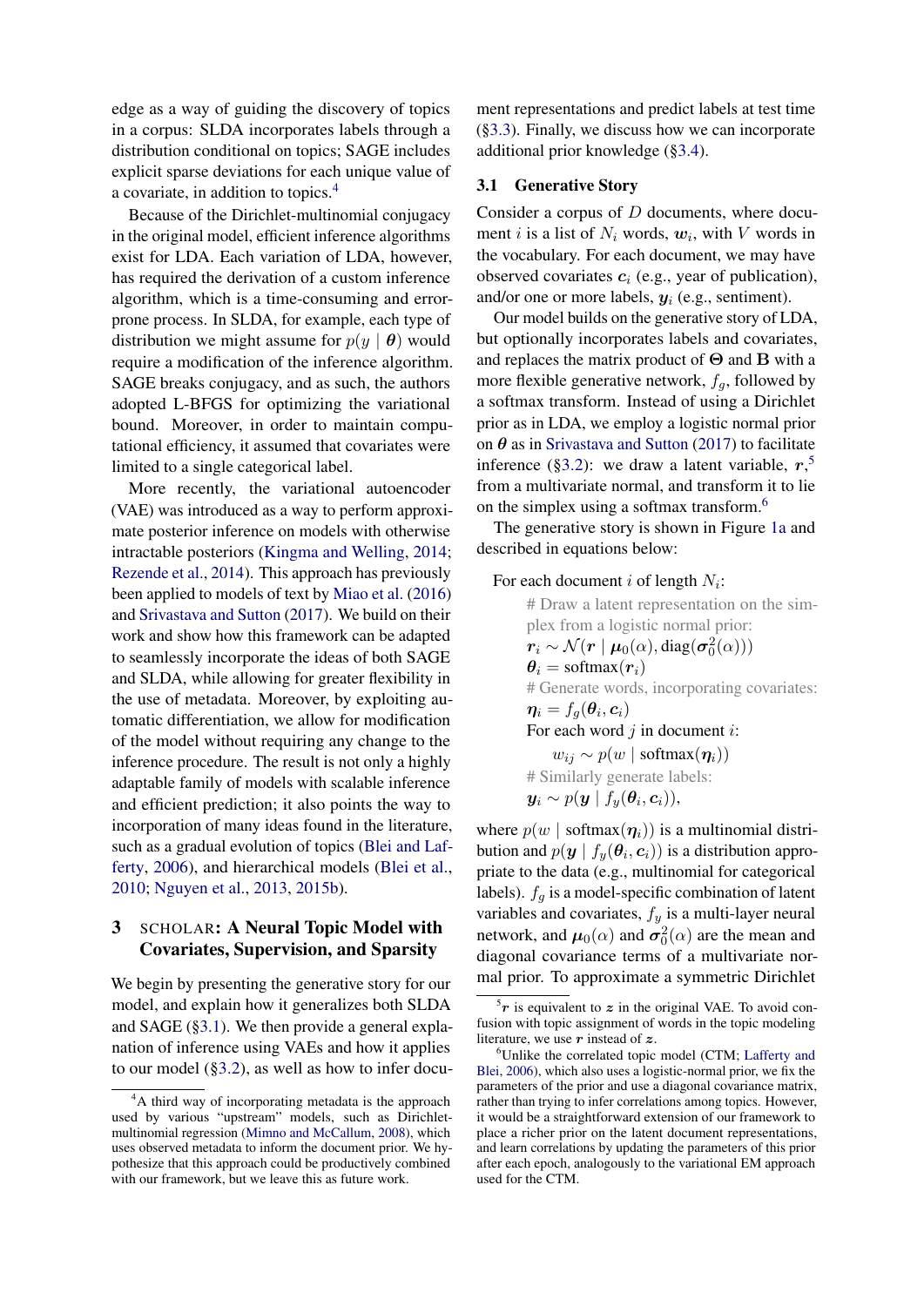edge as a way of guiding the discovery of topics in a corpus: SLDA incorporates labels through a distribution conditional on topics; SAGE includes explicit sparse deviations for each unique value of a covariate, in addition to topics.[4]

Because of the Dirichlet-multinomial conjugacy in the original model, efficient inference algorithms exist for LDA. Each variation of LDA, however, has required the derivation of a custom inference algorithm, which is a time-consuming and error-prone process. In SLDA, for example, each type of distribution we might assume for $p(y \mid \boldsymbol{\theta})$ would require a modification of the inference algorithm. SAGE breaks conjugacy, and as such, the authors adopted L-BFGS for optimizing the variational bound. Moreover, in order to maintain computational efficiency, it assumed that covariates were limited to a single categorical label.

More recently, the variational autoencoder (VAE) was introduced as a way to perform approximate posterior inference on models with otherwise intractable posteriors (Kingma and Welling, 2014; Rezende et al., 2014). This approach has previously been applied to models of text by Miao et al. (2016) and Srivastava and Sutton (2017). We build on their work and show how this framework can be adapted to seamlessly incorporate the ideas of both SAGE and SLDA, while allowing for greater flexibility in the use of metadata. Moreover, by exploiting automatic differentiation, we allow for modification of the model without requiring any change to the inference procedure. The result is not only a highly adaptable family of models with scalable inference and efficient prediction; it also points the way to incorporation of many ideas found in the literature, such as a gradual evolution of topics (Blei and Lafferty, 2006), and hierarchical models (Blei et al., 2010; Nguyen et al., 2013, 2015b).

## 3 SCHOLAR: A Neural Topic Model with Covariates, Supervision, and Sparsity

We begin by presenting the generative story for our model, and explain how it generalizes both SLDA and SAGE (§3.1). We then provide a general explanation of inference using VAEs and how it applies to our model (§3.2), as well as how to infer document representations and predict labels at test time (§3.3). Finally, we discuss how we can incorporate additional prior knowledge (§3.4).

### 3.1 Generative Story

Consider a corpus of $D$ documents, where document $i$ is a list of $N_i$ words, $\boldsymbol{w}_i$, with $V$ words in the vocabulary. For each document, we may have observed covariates $\boldsymbol{c}_i$ (e.g., year of publication), and/or one or more labels, $\boldsymbol{y}_i$ (e.g., sentiment).

Our model builds on the generative story of LDA, but optionally incorporates labels and covariates, and replaces the matrix product of $\boldsymbol{\Theta}$ and $\mathbf{B}$ with a more flexible generative network, $f_g$, followed by a softmax transform. Instead of using a Dirichlet prior as in LDA, we employ a logistic normal prior on $\boldsymbol{\theta}$ as in Srivastava and Sutton (2017) to facilitate inference (§3.2): we draw a latent variable, $\boldsymbol{r}$,[5] from a multivariate normal, and transform it to lie on the simplex using a softmax transform.[6]

The generative story is shown in Figure 1a and described in equations below:

For each document $i$ of length $N_i$:

- # Draw a latent representation on the simplex from a logistic normal prior:
- $\boldsymbol{r}_i \sim \mathcal{N}(\boldsymbol{r} \mid \boldsymbol{\mu}_0(\alpha), \mathrm{diag}(\boldsymbol{\sigma}_0^2(\alpha)))$
- $\boldsymbol{\theta}_i = \mathrm{softmax}(\boldsymbol{r}_i)$
- # Generate words, incorporating covariates:
- $\boldsymbol{\eta}_i = f_g(\boldsymbol{\theta}_i, \boldsymbol{c}_i)$
- For each word $j$ in document $i$:
  - $w_{ij} \sim p(w \mid \mathrm{softmax}(\boldsymbol{\eta}_i))$
- # Similarly generate labels:
- $\boldsymbol{y}_i \sim p(\boldsymbol{y} \mid f_y(\boldsymbol{\theta}_i, \boldsymbol{c}_i))$,

where $p(w \mid \mathrm{softmax}(\boldsymbol{\eta}_i))$ is a multinomial distribution and $p(\boldsymbol{y} \mid f_y(\boldsymbol{\theta}_i, \boldsymbol{c}_i))$ is a distribution appropriate to the data (e.g., multinomial for categorical labels). $f_g$ is a model-specific combination of latent variables and covariates, $f_y$ is a multi-layer neural network, and $\boldsymbol{\mu}_0(\alpha)$ and $\boldsymbol{\sigma}_0^2(\alpha)$ are the mean and diagonal covariance terms of a multivariate normal prior. To approximate a symmetric Dirichlet

[4] A third way of incorporating metadata is the approach used by various "upstream" models, such as Dirichlet-multinomial regression (Mimno and McCallum, 2008), which uses observed metadata to inform the document prior. We hypothesize that this approach could be productively combined with our framework, but we leave this as future work.

[5] $\boldsymbol{r}$ is equivalent to $\boldsymbol{z}$ in the original VAE. To avoid confusion with topic assignment of words in the topic modeling literature, we use $\boldsymbol{r}$ instead of $\boldsymbol{z}$.

[6] Unlike the correlated topic model (CTM; Lafferty and Blei, 2006), which also uses a logistic-normal prior, we fix the parameters of the prior and use a diagonal covariance matrix, rather than trying to infer correlations among topics. However, it would be a straightforward extension of our framework to place a richer prior on the latent document representations, and learn correlations by updating the parameters of this prior after each epoch, analogously to the variational EM approach used for the CTM.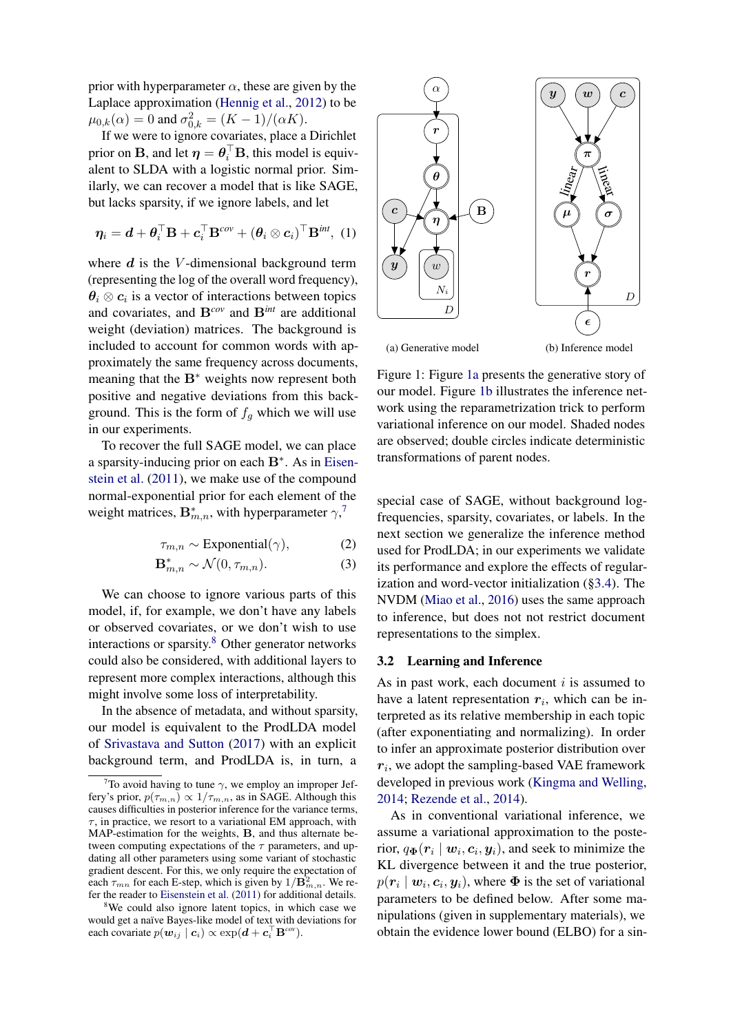prior with hyperparameter $\alpha$, these are given by the Laplace approximation (Hennig et al., 2012) to be $\mu_{0,k}(\alpha) = 0$ and $\sigma^2_{0,k} = (K-1)/(\alpha K)$.

If we were to ignore covariates, place a Dirichlet prior on $\mathbf{B}$, and let $\boldsymbol{\eta} = \boldsymbol{\theta}_i^\top \mathbf{B}$, this model is equivalent to SLDA with a logistic normal prior. Similarly, we can recover a model that is like SAGE, but lacks sparsity, if we ignore labels, and let

$$\boldsymbol{\eta}_i = \boldsymbol{d} + \boldsymbol{\theta}_i^\top \mathbf{B} + \boldsymbol{c}_i^\top \mathbf{B}^{cov} + (\boldsymbol{\theta}_i \otimes \boldsymbol{c}_i)^\top \mathbf{B}^{int}, \quad (1)$$

where $\boldsymbol{d}$ is the $V$-dimensional background term (representing the log of the overall word frequency), $\boldsymbol{\theta}_i \otimes \boldsymbol{c}_i$ is a vector of interactions between topics and covariates, and $\mathbf{B}^{cov}$ and $\mathbf{B}^{int}$ are additional weight (deviation) matrices. The background is included to account for common words with approximately the same frequency across documents, meaning that the $\mathbf{B}^*$ weights now represent both positive and negative deviations from this background. This is the form of $f_g$ which we will use in our experiments.

To recover the full SAGE model, we can place a sparsity-inducing prior on each $\mathbf{B}^*$. As in Eisenstein et al. (2011), we make use of the compound normal-exponential prior for each element of the weight matrices, $\mathbf{B}^*_{m,n}$, with hyperparameter $\gamma$,[7]

$$\tau_{m,n} \sim \text{Exponential}(\gamma), \quad (2)$$

$$\mathbf{B}^*_{m,n} \sim \mathcal{N}(0, \tau_{m,n}). \quad (3)$$

We can choose to ignore various parts of this model, if, for example, we don't have any labels or observed covariates, or we don't wish to use interactions or sparsity.[8] Other generator networks could also be considered, with additional layers to represent more complex interactions, although this might involve some loss of interpretability.

In the absence of metadata, and without sparsity, our model is equivalent to the ProdLDA model of Srivastava and Sutton (2017) with an explicit background term, and ProdLDA is, in turn, a special case of SAGE, without background log-frequencies, sparsity, covariates, or labels. In the next section we generalize the inference method used for ProdLDA; in our experiments we validate its performance and explore the effects of regularization and word-vector initialization (§3.4). The NVDM (Miao et al., 2016) uses the same approach to inference, but does not not restrict document representations to the simplex.

(a) Generative model (b) Inference model

Figure 1: Figure 1a presents the generative story of our model. Figure 1b illustrates the inference network using the reparametrization trick to perform variational inference on our model. Shaded nodes are observed; double circles indicate deterministic transformations of parent nodes.

## 3.2 Learning and Inference

As in past work, each document $i$ is assumed to have a latent representation $\boldsymbol{r}_i$, which can be interpreted as its relative membership in each topic (after exponentiating and normalizing). In order to infer an approximate posterior distribution over $\boldsymbol{r}_i$, we adopt the sampling-based VAE framework developed in previous work (Kingma and Welling, 2014; Rezende et al., 2014).

As in conventional variational inference, we assume a variational approximation to the posterior, $q_{\boldsymbol{\Phi}}(\boldsymbol{r}_i \mid \boldsymbol{w}_i, \boldsymbol{c}_i, \boldsymbol{y}_i)$, and seek to minimize the KL divergence between it and the true posterior, $p(\boldsymbol{r}_i \mid \boldsymbol{w}_i, \boldsymbol{c}_i, \boldsymbol{y}_i)$, where $\boldsymbol{\Phi}$ is the set of variational parameters to be defined below. After some manipulations (given in supplementary materials), we obtain the evidence lower bound (ELBO) for a sin-

---

[7] To avoid having to tune $\gamma$, we employ an improper Jeffery's prior, $p(\tau_{m,n}) \propto 1/\tau_{m,n}$, as in SAGE. Although this causes difficulties in posterior inference for the variance terms, $\tau$, in practice, we resort to a variational EM approach, with MAP-estimation for the weights, $\mathbf{B}$, and thus alternate between computing expectations of the $\tau$ parameters, and updating all other parameters using some variant of stochastic gradient descent. For this, we only require the expectation of each $\tau_{mn}$ for each E-step, which is given by $1/\mathbf{B}^2_{m,n}$. We refer the reader to Eisenstein et al. (2011) for additional details.

[8] We could also ignore latent topics, in which case we would get a naïve Bayes-like model of text with deviations for each covariate $p(\boldsymbol{w}_{ij} \mid \boldsymbol{c}_i) \propto \exp(\boldsymbol{d} + \boldsymbol{c}_i^\top \mathbf{B}^{cov})$.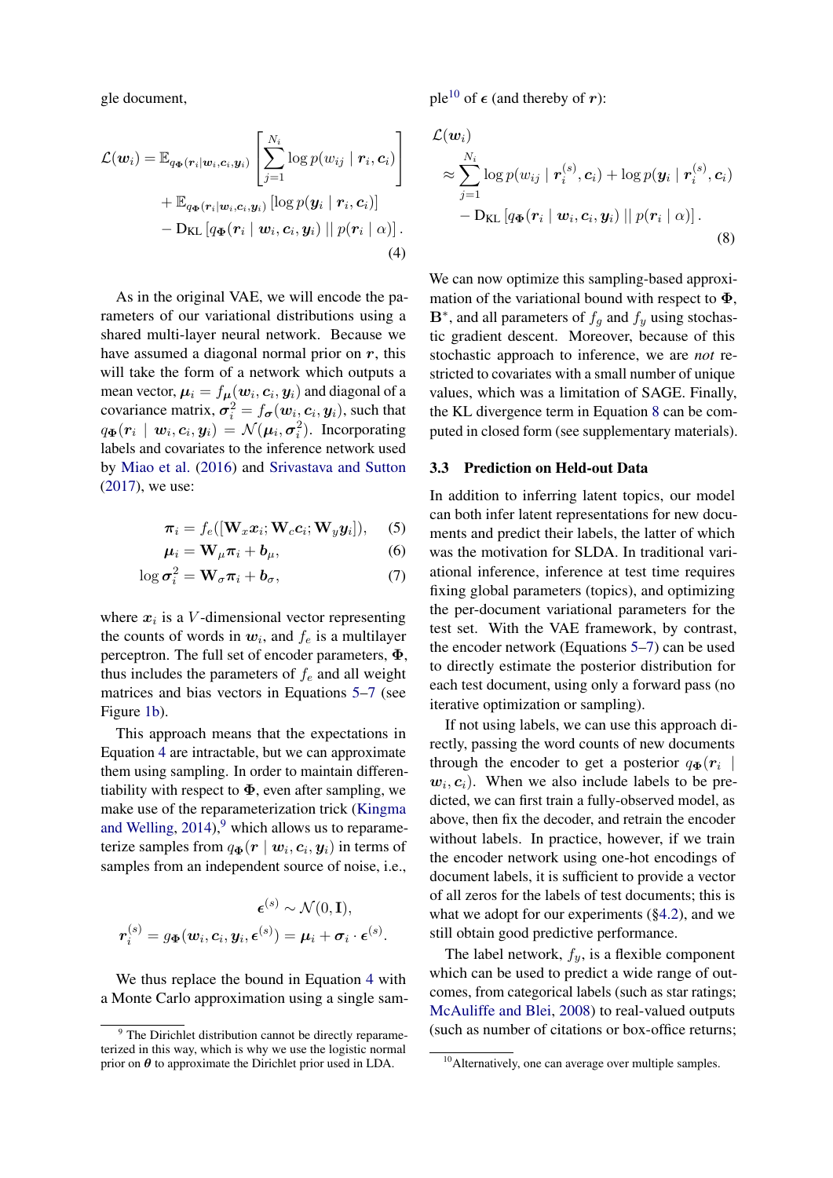gle document,

$$\mathcal{L}(\boldsymbol{w}_i) = \mathbb{E}_{q_{\boldsymbol{\Phi}}(\boldsymbol{r}_i|\boldsymbol{w}_i,\boldsymbol{c}_i,\boldsymbol{y}_i)} \left[ \sum_{j=1}^{N_i} \log p(w_{ij} \mid \boldsymbol{r}_i, \boldsymbol{c}_i) \right] + \mathbb{E}_{q_{\boldsymbol{\Phi}}(\boldsymbol{r}_i|\boldsymbol{w}_i,\boldsymbol{c}_i,\boldsymbol{y}_i)} \left[ \log p(\boldsymbol{y}_i \mid \boldsymbol{r}_i, \boldsymbol{c}_i) \right] - \mathrm{D}_{\mathrm{KL}} \left[ q_{\boldsymbol{\Phi}}(\boldsymbol{r}_i \mid \boldsymbol{w}_i, \boldsymbol{c}_i, \boldsymbol{y}_i) \;||\; p(\boldsymbol{r}_i \mid \alpha) \right]. \tag{4}$$

As in the original VAE, we will encode the parameters of our variational distributions using a shared multi-layer neural network. Because we have assumed a diagonal normal prior on $\boldsymbol{r}$, this will take the form of a network which outputs a mean vector, $\boldsymbol{\mu}_i = f_{\boldsymbol{\mu}}(\boldsymbol{w}_i, \boldsymbol{c}_i, \boldsymbol{y}_i)$ and diagonal of a covariance matrix, $\boldsymbol{\sigma}_i^2 = f_{\boldsymbol{\sigma}}(\boldsymbol{w}_i, \boldsymbol{c}_i, \boldsymbol{y}_i)$, such that $q_{\boldsymbol{\Phi}}(\boldsymbol{r}_i \mid \boldsymbol{w}_i, \boldsymbol{c}_i, \boldsymbol{y}_i) = \mathcal{N}(\boldsymbol{\mu}_i, \boldsymbol{\sigma}_i^2)$. Incorporating labels and covariates to the inference network used by Miao et al. (2016) and Srivastava and Sutton (2017), we use:

$$\boldsymbol{\pi}_i = f_e([\mathbf{W}_x \boldsymbol{x}_i; \mathbf{W}_c \boldsymbol{c}_i; \mathbf{W}_y \boldsymbol{y}_i]), \tag{5}$$

$$\boldsymbol{\mu}_i = \mathbf{W}_{\mu} \boldsymbol{\pi}_i + \boldsymbol{b}_{\mu}, \tag{6}$$

$$\log \boldsymbol{\sigma}_i^2 = \mathbf{W}_{\sigma} \boldsymbol{\pi}_i + \boldsymbol{b}_{\sigma}, \tag{7}$$

where $\boldsymbol{x}_i$ is a $V$-dimensional vector representing the counts of words in $\boldsymbol{w}_i$, and $f_e$ is a multilayer perceptron. The full set of encoder parameters, $\boldsymbol{\Phi}$, thus includes the parameters of $f_e$ and all weight matrices and bias vectors in Equations 5–7 (see Figure 1b).

This approach means that the expectations in Equation 4 are intractable, but we can approximate them using sampling. In order to maintain differentiability with respect to $\boldsymbol{\Phi}$, even after sampling, we make use of the reparameterization trick (Kingma and Welling, 2014),[9] which allows us to reparameterize samples from $q_{\boldsymbol{\Phi}}(\boldsymbol{r} \mid \boldsymbol{w}_i, \boldsymbol{c}_i, \boldsymbol{y}_i)$ in terms of samples from an independent source of noise, i.e.,

$$\boldsymbol{\epsilon}^{(s)} \sim \mathcal{N}(0, \mathbf{I}),$$

$$\boldsymbol{r}_i^{(s)} = g_{\boldsymbol{\Phi}}(\boldsymbol{w}_i, \boldsymbol{c}_i, \boldsymbol{y}_i, \boldsymbol{\epsilon}^{(s)}) = \boldsymbol{\mu}_i + \boldsymbol{\sigma}_i \cdot \boldsymbol{\epsilon}^{(s)}.$$

We thus replace the bound in Equation 4 with a Monte Carlo approximation using a single sample[10] of $\boldsymbol{\epsilon}$ (and thereby of $\boldsymbol{r}$):

$$\mathcal{L}(\boldsymbol{w}_i) \approx \sum_{j=1}^{N_i} \log p(w_{ij} \mid \boldsymbol{r}_i^{(s)}, \boldsymbol{c}_i) + \log p(\boldsymbol{y}_i \mid \boldsymbol{r}_i^{(s)}, \boldsymbol{c}_i) - \mathrm{D}_{\mathrm{KL}} \left[ q_{\boldsymbol{\Phi}}(\boldsymbol{r}_i \mid \boldsymbol{w}_i, \boldsymbol{c}_i, \boldsymbol{y}_i) \;||\; p(\boldsymbol{r}_i \mid \alpha) \right]. \tag{8}$$

We can now optimize this sampling-based approximation of the variational bound with respect to $\boldsymbol{\Phi}$, $\mathbf{B}^*$, and all parameters of $f_g$ and $f_y$ using stochastic gradient descent. Moreover, because of this stochastic approach to inference, we are *not* restricted to covariates with a small number of unique values, which was a limitation of SAGE. Finally, the KL divergence term in Equation 8 can be computed in closed form (see supplementary materials).

### 3.3 Prediction on Held-out Data

In addition to inferring latent topics, our model can both infer latent representations for new documents and predict their labels, the latter of which was the motivation for SLDA. In traditional variational inference, inference at test time requires fixing global parameters (topics), and optimizing the per-document variational parameters for the test set. With the VAE framework, by contrast, the encoder network (Equations 5–7) can be used to directly estimate the posterior distribution for each test document, using only a forward pass (no iterative optimization or sampling).

If not using labels, we can use this approach directly, passing the word counts of new documents through the encoder to get a posterior $q_{\boldsymbol{\Phi}}(\boldsymbol{r}_i \mid \boldsymbol{w}_i, \boldsymbol{c}_i)$. When we also include labels to be predicted, we can first train a fully-observed model, as above, then fix the decoder, and retrain the encoder without labels. In practice, however, if we train the encoder network using one-hot encodings of document labels, it is sufficient to provide a vector of all zeros for the labels of test documents; this is what we adopt for our experiments (§4.2), and we still obtain good predictive performance.

The label network, $f_y$, is a flexible component which can be used to predict a wide range of outcomes, from categorical labels (such as star ratings; McAuliffe and Blei, 2008) to real-valued outputs (such as number of citations or box-office returns;

[9] The Dirichlet distribution cannot be directly reparameterized in this way, which is why we use the logistic normal prior on $\boldsymbol{\theta}$ to approximate the Dirichlet prior used in LDA.

[10] Alternatively, one can average over multiple samples.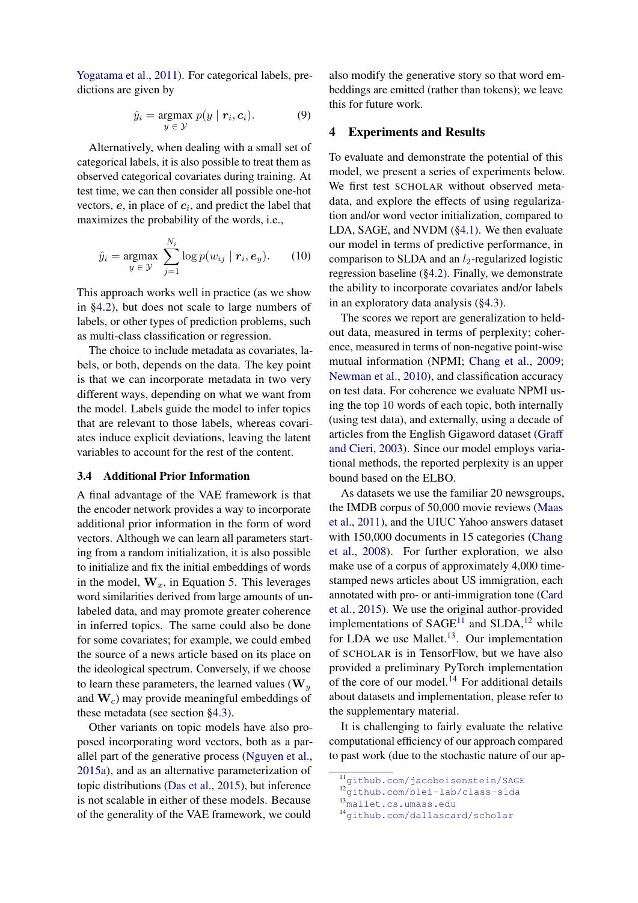Yogatama et al., 2011). For categorical labels, predictions are given by

$$\hat{y}_i = \underset{y \in \mathcal{Y}}{\text{argmax}}\ p(y \mid \boldsymbol{r}_i, \boldsymbol{c}_i). \tag{9}$$

Alternatively, when dealing with a small set of categorical labels, it is also possible to treat them as observed categorical covariates during training. At test time, we can then consider all possible one-hot vectors, $\boldsymbol{e}$, in place of $\boldsymbol{c}_i$, and predict the label that maximizes the probability of the words, i.e.,

$$\hat{y}_i = \underset{y \in \mathcal{Y}}{\text{argmax}} \sum_{j=1}^{N_i} \log p(w_{ij} \mid \boldsymbol{r}_i, \boldsymbol{e}_y). \tag{10}$$

This approach works well in practice (as we show in §4.2), but does not scale to large numbers of labels, or other types of prediction problems, such as multi-class classification or regression.

The choice to include metadata as covariates, labels, or both, depends on the data. The key point is that we can incorporate metadata in two very different ways, depending on what we want from the model. Labels guide the model to infer topics that are relevant to those labels, whereas covariates induce explicit deviations, leaving the latent variables to account for the rest of the content.

### 3.4 Additional Prior Information

A final advantage of the VAE framework is that the encoder network provides a way to incorporate additional prior information in the form of word vectors. Although we can learn all parameters starting from a random initialization, it is also possible to initialize and fix the initial embeddings of words in the model, $\mathbf{W}_x$, in Equation 5. This leverages word similarities derived from large amounts of unlabeled data, and may promote greater coherence in inferred topics. The same could also be done for some covariates; for example, we could embed the source of a news article based on its place on the ideological spectrum. Conversely, if we choose to learn these parameters, the learned values ($\mathbf{W}_y$ and $\mathbf{W}_c$) may provide meaningful embeddings of these metadata (see section §4.3).

Other variants on topic models have also proposed incorporating word vectors, both as a parallel part of the generative process (Nguyen et al., 2015a), and as an alternative parameterization of topic distributions (Das et al., 2015), but inference is not scalable in either of these models. Because of the generality of the VAE framework, we could also modify the generative story so that word embeddings are emitted (rather than tokens); we leave this for future work.

## 4 Experiments and Results

To evaluate and demonstrate the potential of this model, we present a series of experiments below. We first test SCHOLAR without observed metadata, and explore the effects of using regularization and/or word vector initialization, compared to LDA, SAGE, and NVDM (§4.1). We then evaluate our model in terms of predictive performance, in comparison to SLDA and an $l_2$-regularized logistic regression baseline (§4.2). Finally, we demonstrate the ability to incorporate covariates and/or labels in an exploratory data analysis (§4.3).

The scores we report are generalization to held-out data, measured in terms of perplexity; coherence, measured in terms of non-negative point-wise mutual information (NPMI; Chang et al., 2009; Newman et al., 2010), and classification accuracy on test data. For coherence we evaluate NPMI using the top 10 words of each topic, both internally (using test data), and externally, using a decade of articles from the English Gigaword dataset (Graff and Cieri, 2003). Since our model employs variational methods, the reported perplexity is an upper bound based on the ELBO.

As datasets we use the familiar 20 newsgroups, the IMDB corpus of 50,000 movie reviews (Maas et al., 2011), and the UIUC Yahoo answers dataset with 150,000 documents in 15 categories (Chang et al., 2008). For further exploration, we also make use of a corpus of approximately 4,000 time-stamped news articles about US immigration, each annotated with pro- or anti-immigration tone (Card et al., 2015). We use the original author-provided implementations of SAGE[11] and SLDA,[12] while for LDA we use Mallet.[13]. Our implementation of SCHOLAR is in TensorFlow, but we have also provided a preliminary PyTorch implementation of the core of our model.[14] For additional details about datasets and implementation, please refer to the supplementary material.

It is challenging to fairly evaluate the relative computational efficiency of our approach compared to past work (due to the stochastic nature of our ap-

[11] github.com/jacobeisenstein/SAGE

[12] github.com/blei-lab/class-slda

[13] mallet.cs.umass.edu

[14] github.com/dallascard/scholar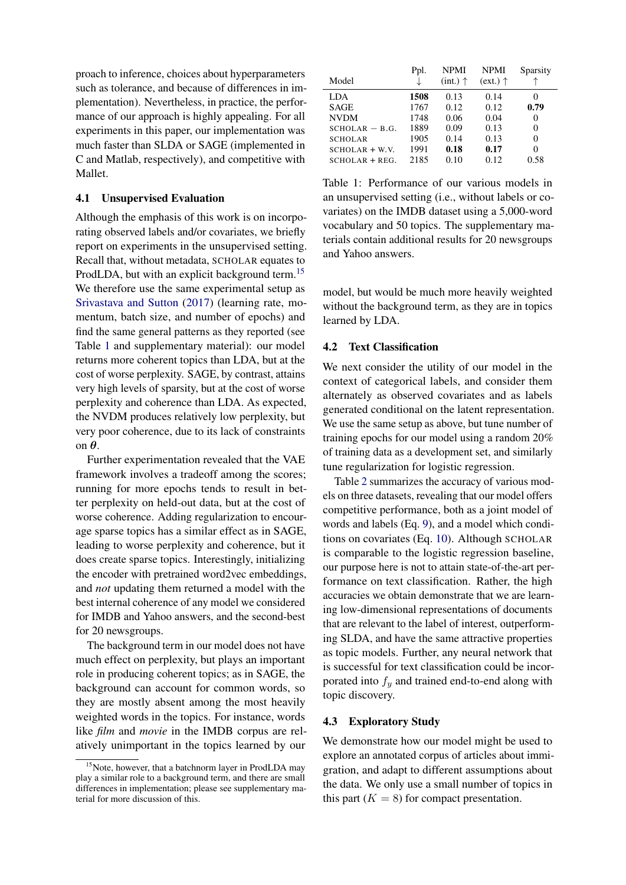proach to inference, choices about hyperparameters such as tolerance, and because of differences in implementation). Nevertheless, in practice, the performance of our approach is highly appealing. For all experiments in this paper, our implementation was much faster than SLDA or SAGE (implemented in C and Matlab, respectively), and competitive with Mallet.

### 4.1 Unsupervised Evaluation

Although the emphasis of this work is on incorporating observed labels and/or covariates, we briefly report on experiments in the unsupervised setting. Recall that, without metadata, SCHOLAR equates to ProdLDA, but with an explicit background term.[15] We therefore use the same experimental setup as Srivastava and Sutton (2017) (learning rate, momentum, batch size, and number of epochs) and find the same general patterns as they reported (see Table 1 and supplementary material): our model returns more coherent topics than LDA, but at the cost of worse perplexity. SAGE, by contrast, attains very high levels of sparsity, but at the cost of worse perplexity and coherence than LDA. As expected, the NVDM produces relatively low perplexity, but very poor coherence, due to its lack of constraints on $\boldsymbol{\theta}$.

Further experimentation revealed that the VAE framework involves a tradeoff among the scores; running for more epochs tends to result in better perplexity on held-out data, but at the cost of worse coherence. Adding regularization to encourage sparse topics has a similar effect as in SAGE, leading to worse perplexity and coherence, but it does create sparse topics. Interestingly, initializing the encoder with pretrained word2vec embeddings, and *not* updating them returned a model with the best internal coherence of any model we considered for IMDB and Yahoo answers, and the second-best for 20 newsgroups.

The background term in our model does not have much effect on perplexity, but plays an important role in producing coherent topics; as in SAGE, the background can account for common words, so they are mostly absent among the most heavily weighted words in the topics. For instance, words like *film* and *movie* in the IMDB corpus are relatively unimportant in the topics learned by our model, but would be much more heavily weighted without the background term, as they are in topics learned by LDA.

| Model | Ppl. ↓ | NPMI (int.) ↑ | NPMI (ext.) ↑ | Sparsity ↑ |
|---|---|---|---|---|
| LDA | **1508** | 0.13 | 0.14 | 0 |
| SAGE | 1767 | 0.12 | 0.12 | **0.79** |
| NVDM | 1748 | 0.06 | 0.04 | 0 |
| SCHOLAR − B.G. | 1889 | 0.09 | 0.13 | 0 |
| SCHOLAR | 1905 | 0.14 | 0.13 | 0 |
| SCHOLAR + W.V. | 1991 | **0.18** | **0.17** | 0 |
| SCHOLAR + REG. | 2185 | 0.10 | 0.12 | 0.58 |

Table 1: Performance of our various models in an unsupervised setting (i.e., without labels or covariates) on the IMDB dataset using a 5,000-word vocabulary and 50 topics. The supplementary materials contain additional results for 20 newsgroups and Yahoo answers.

### 4.2 Text Classification

We next consider the utility of our model in the context of categorical labels, and consider them alternately as observed covariates and as labels generated conditional on the latent representation. We use the same setup as above, but tune number of training epochs for our model using a random 20% of training data as a development set, and similarly tune regularization for logistic regression.

Table 2 summarizes the accuracy of various models on three datasets, revealing that our model offers competitive performance, both as a joint model of words and labels (Eq. 9), and a model which conditions on covariates (Eq. 10). Although SCHOLAR is comparable to the logistic regression baseline, our purpose here is not to attain state-of-the-art performance on text classification. Rather, the high accuracies we obtain demonstrate that we are learning low-dimensional representations of documents that are relevant to the label of interest, outperforming SLDA, and have the same attractive properties as topic models. Further, any neural network that is successful for text classification could be incorporated into $f_y$ and trained end-to-end along with topic discovery.

### 4.3 Exploratory Study

We demonstrate how our model might be used to explore an annotated corpus of articles about immigration, and adapt to different assumptions about the data. We only use a small number of topics in this part ($K = 8$) for compact presentation.

[15] Note, however, that a batchnorm layer in ProdLDA may play a similar role to a background term, and there are small differences in implementation; please see supplementary material for more discussion of this.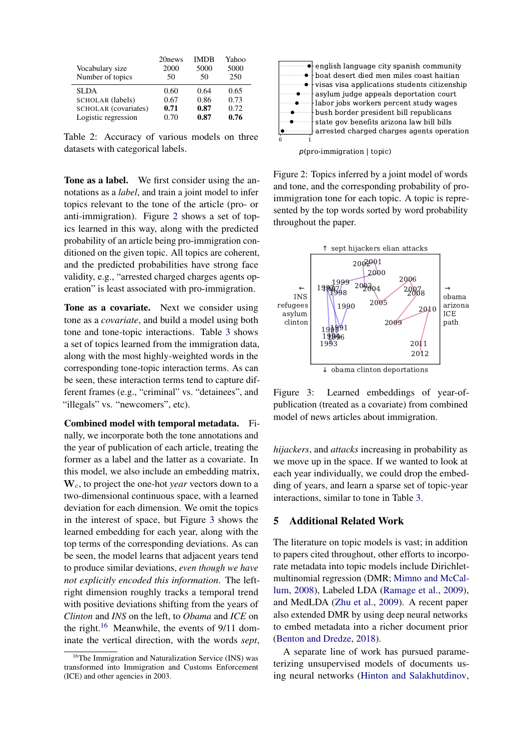| | 20news | IMDB | Yahoo |
|---|---|---|---|
| Vocabulary size | 2000 | 5000 | 5000 |
| Number of topics | 50 | 50 | 250 |
| SLDA | 0.60 | 0.64 | 0.65 |
| SCHOLAR (labels) | 0.67 | 0.86 | 0.73 |
| SCHOLAR (covariates) | **0.71** | **0.87** | 0.72 |
| Logistic regression | 0.70 | **0.87** | **0.76** |

Table 2: Accuracy of various models on three datasets with categorical labels.

**Tone as a label.** We first consider using the annotations as a *label*, and train a joint model to infer topics relevant to the tone of the article (pro- or anti-immigration). Figure 2 shows a set of topics learned in this way, along with the predicted probability of an article being pro-immigration conditioned on the given topic. All topics are coherent, and the predicted probabilities have strong face validity, e.g., "arrested charged charges agents operation" is least associated with pro-immigration.

**Tone as a covariate.** Next we consider using tone as a *covariate*, and build a model using both tone and tone-topic interactions. Table 3 shows a set of topics learned from the immigration data, along with the most highly-weighted words in the corresponding tone-topic interaction terms. As can be seen, these interaction terms tend to capture different frames (e.g., "criminal" vs. "detainees", and "illegals" vs. "newcomers", etc).

**Combined model with temporal metadata.** Finally, we incorporate both the tone annotations and the year of publication of each article, treating the former as a label and the latter as a covariate. In this model, we also include an embedding matrix, $\mathbf{W}_c$, to project the one-hot *year* vectors down to a two-dimensional continuous space, with a learned deviation for each dimension. We omit the topics in the interest of space, but Figure 3 shows the learned embedding for each year, along with the top terms of the corresponding deviations. As can be seen, the model learns that adjacent years tend to produce similar deviations, *even though we have not explicitly encoded this information*. The left-right dimension roughly tracks a temporal trend with positive deviations shifting from the years of *Clinton* and *INS* on the left, to *Obama* and *ICE* on the right.[16] Meanwhile, the events of 9/11 dominate the vertical direction, with the words *sept*, *hijackers*, and *attacks* increasing in probability as we move up in the space. If we wanted to look at each year individually, we could drop the embedding of years, and learn a sparse set of topic-year interactions, similar to tone in Table 3.

[16] The Immigration and Naturalization Service (INS) was transformed into Immigration and Customs Enforcement (ICE) and other agencies in 2003.

Figure 2: Topics inferred by a joint model of words and tone, and the corresponding probability of pro-immigration tone for each topic. A topic is represented by the top words sorted by word probability throughout the paper.

Figure 3: Learned embeddings of year-of-publication (treated as a covariate) from combined model of news articles about immigration.

## 5 Additional Related Work

The literature on topic models is vast; in addition to papers cited throughout, other efforts to incorporate metadata into topic models include Dirichlet-multinomial regression (DMR; Mimno and McCallum, 2008), Labeled LDA (Ramage et al., 2009), and MedLDA (Zhu et al., 2009). A recent paper also extended DMR by using deep neural networks to embed metadata into a richer document prior (Benton and Dredze, 2018).

A separate line of work has pursued parameterizing unsupervised models of documents using neural networks (Hinton and Salakhutdinov,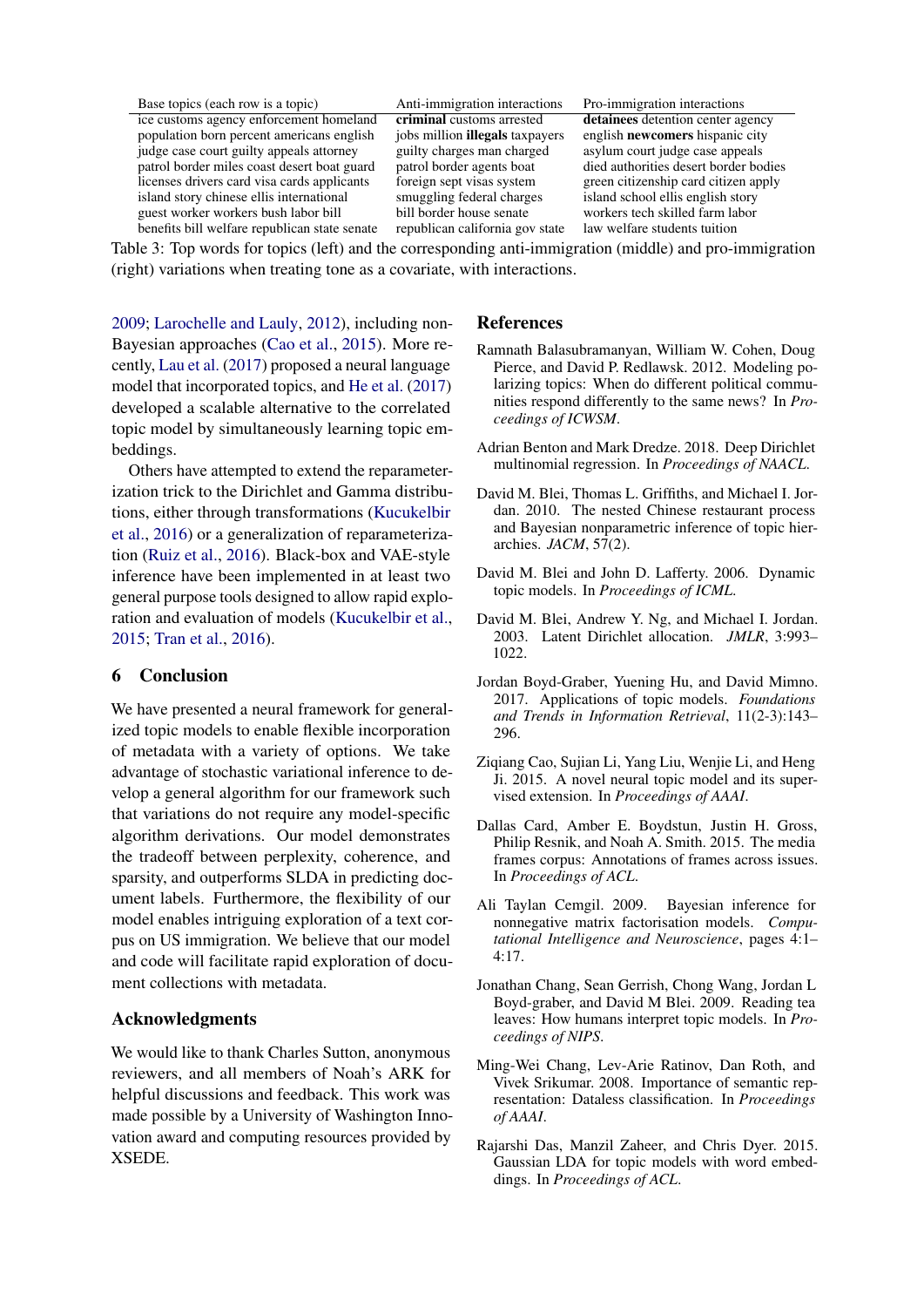| Base topics (each row is a topic) | Anti-immigration interactions | Pro-immigration interactions |
|---|---|---|
| ice customs agency enforcement homeland | **criminal** customs arrested | **detainees** detention center agency |
| population born percent americans english | jobs million **illegals** taxpayers | english **newcomers** hispanic city |
| judge case court guilty appeals attorney | guilty charges man charged | asylum court judge case appeals |
| patrol border miles coast desert boat guard | patrol border agents boat | died authorities desert border bodies |
| licenses drivers card visa cards applicants | foreign sept visas system | green citizenship card citizen apply |
| island story chinese ellis international | smuggling federal charges | island school ellis english story |
| guest worker workers bush labor bill | bill border house senate | workers tech skilled farm labor |
| benefits bill welfare republican state senate | republican california gov state | law welfare students tuition |

Table 3: Top words for topics (left) and the corresponding anti-immigration (middle) and pro-immigration (right) variations when treating tone as a covariate, with interactions.

2009; Larochelle and Lauly, 2012), including non-Bayesian approaches (Cao et al., 2015). More recently, Lau et al. (2017) proposed a neural language model that incorporated topics, and He et al. (2017) developed a scalable alternative to the correlated topic model by simultaneously learning topic embeddings.

Others have attempted to extend the reparameterization trick to the Dirichlet and Gamma distributions, either through transformations (Kucukelbir et al., 2016) or a generalization of reparameterization (Ruiz et al., 2016). Black-box and VAE-style inference have been implemented in at least two general purpose tools designed to allow rapid exploration and evaluation of models (Kucukelbir et al., 2015; Tran et al., 2016).

## 6 Conclusion

We have presented a neural framework for generalized topic models to enable flexible incorporation of metadata with a variety of options. We take advantage of stochastic variational inference to develop a general algorithm for our framework such that variations do not require any model-specific algorithm derivations. Our model demonstrates the tradeoff between perplexity, coherence, and sparsity, and outperforms SLDA in predicting document labels. Furthermore, the flexibility of our model enables intriguing exploration of a text corpus on US immigration. We believe that our model and code will facilitate rapid exploration of document collections with metadata.

## Acknowledgments

We would like to thank Charles Sutton, anonymous reviewers, and all members of Noah's ARK for helpful discussions and feedback. This work was made possible by a University of Washington Innovation award and computing resources provided by XSEDE.

## References

Ramnath Balasubramanyan, William W. Cohen, Doug Pierce, and David P. Redlawsk. 2012. Modeling polarizing topics: When do different political communities respond differently to the same news? In *Proceedings of ICWSM*.

Adrian Benton and Mark Dredze. 2018. Deep Dirichlet multinomial regression. In *Proceedings of NAACL*.

David M. Blei, Thomas L. Griffiths, and Michael I. Jordan. 2010. The nested Chinese restaurant process and Bayesian nonparametric inference of topic hierarchies. *JACM*, 57(2).

David M. Blei and John D. Lafferty. 2006. Dynamic topic models. In *Proceedings of ICML*.

David M. Blei, Andrew Y. Ng, and Michael I. Jordan. 2003. Latent Dirichlet allocation. *JMLR*, 3:993–1022.

Jordan Boyd-Graber, Yuening Hu, and David Mimno. 2017. Applications of topic models. *Foundations and Trends in Information Retrieval*, 11(2-3):143–296.

Ziqiang Cao, Sujian Li, Yang Liu, Wenjie Li, and Heng Ji. 2015. A novel neural topic model and its supervised extension. In *Proceedings of AAAI*.

Dallas Card, Amber E. Boydstun, Justin H. Gross, Philip Resnik, and Noah A. Smith. 2015. The media frames corpus: Annotations of frames across issues. In *Proceedings of ACL*.

Ali Taylan Cemgil. 2009. Bayesian inference for nonnegative matrix factorisation models. *Computational Intelligence and Neuroscience*, pages 4:1–4:17.

Jonathan Chang, Sean Gerrish, Chong Wang, Jordan L Boyd-graber, and David M Blei. 2009. Reading tea leaves: How humans interpret topic models. In *Proceedings of NIPS*.

Ming-Wei Chang, Lev-Arie Ratinov, Dan Roth, and Vivek Srikumar. 2008. Importance of semantic representation: Dataless classification. In *Proceedings of AAAI*.

Rajarshi Das, Manzil Zaheer, and Chris Dyer. 2015. Gaussian LDA for topic models with word embeddings. In *Proceedings of ACL*.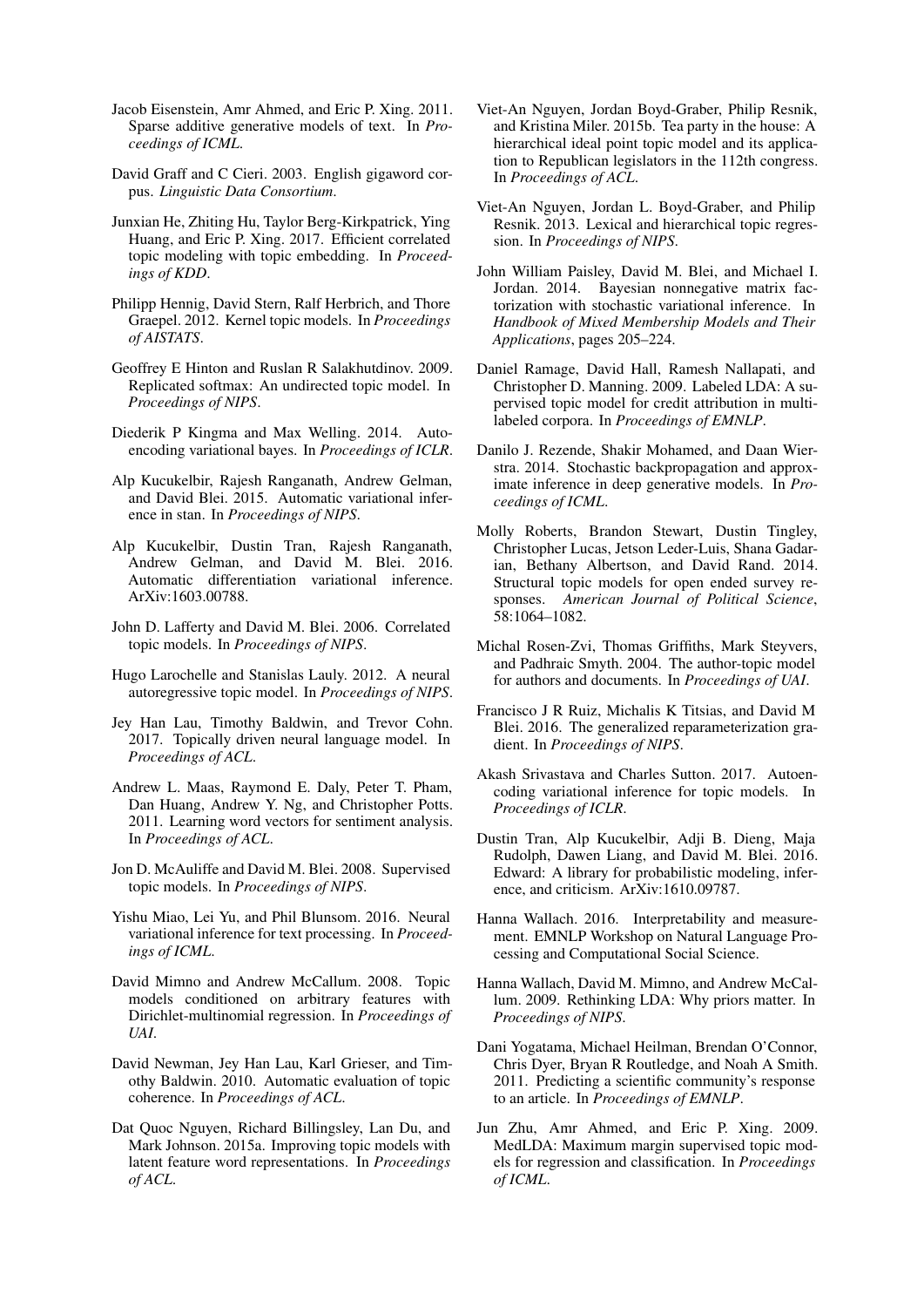Jacob Eisenstein, Amr Ahmed, and Eric P. Xing. 2011. Sparse additive generative models of text. In *Proceedings of ICML*.

David Graff and C Cieri. 2003. English gigaword corpus. *Linguistic Data Consortium*.

Junxian He, Zhiting Hu, Taylor Berg-Kirkpatrick, Ying Huang, and Eric P. Xing. 2017. Efficient correlated topic modeling with topic embedding. In *Proceedings of KDD*.

Philipp Hennig, David Stern, Ralf Herbrich, and Thore Graepel. 2012. Kernel topic models. In *Proceedings of AISTATS*.

Geoffrey E Hinton and Ruslan R Salakhutdinov. 2009. Replicated softmax: An undirected topic model. In *Proceedings of NIPS*.

Diederik P Kingma and Max Welling. 2014. Auto-encoding variational bayes. In *Proceedings of ICLR*.

Alp Kucukelbir, Rajesh Ranganath, Andrew Gelman, and David Blei. 2015. Automatic variational inference in stan. In *Proceedings of NIPS*.

Alp Kucukelbir, Dustin Tran, Rajesh Ranganath, Andrew Gelman, and David M. Blei. 2016. Automatic differentiation variational inference. ArXiv:1603.00788.

John D. Lafferty and David M. Blei. 2006. Correlated topic models. In *Proceedings of NIPS*.

Hugo Larochelle and Stanislas Lauly. 2012. A neural autoregressive topic model. In *Proceedings of NIPS*.

Jey Han Lau, Timothy Baldwin, and Trevor Cohn. 2017. Topically driven neural language model. In *Proceedings of ACL*.

Andrew L. Maas, Raymond E. Daly, Peter T. Pham, Dan Huang, Andrew Y. Ng, and Christopher Potts. 2011. Learning word vectors for sentiment analysis. In *Proceedings of ACL*.

Jon D. McAuliffe and David M. Blei. 2008. Supervised topic models. In *Proceedings of NIPS*.

Yishu Miao, Lei Yu, and Phil Blunsom. 2016. Neural variational inference for text processing. In *Proceedings of ICML*.

David Mimno and Andrew McCallum. 2008. Topic models conditioned on arbitrary features with Dirichlet-multinomial regression. In *Proceedings of UAI*.

David Newman, Jey Han Lau, Karl Grieser, and Timothy Baldwin. 2010. Automatic evaluation of topic coherence. In *Proceedings of ACL*.

Dat Quoc Nguyen, Richard Billingsley, Lan Du, and Mark Johnson. 2015a. Improving topic models with latent feature word representations. In *Proceedings of ACL*.

Viet-An Nguyen, Jordan Boyd-Graber, Philip Resnik, and Kristina Miler. 2015b. Tea party in the house: A hierarchical ideal point topic model and its application to Republican legislators in the 112th congress. In *Proceedings of ACL*.

Viet-An Nguyen, Jordan L. Boyd-Graber, and Philip Resnik. 2013. Lexical and hierarchical topic regression. In *Proceedings of NIPS*.

John William Paisley, David M. Blei, and Michael I. Jordan. 2014. Bayesian nonnegative matrix factorization with stochastic variational inference. In *Handbook of Mixed Membership Models and Their Applications*, pages 205–224.

Daniel Ramage, David Hall, Ramesh Nallapati, and Christopher D. Manning. 2009. Labeled LDA: A supervised topic model for credit attribution in multi-labeled corpora. In *Proceedings of EMNLP*.

Danilo J. Rezende, Shakir Mohamed, and Daan Wierstra. 2014. Stochastic backpropagation and approximate inference in deep generative models. In *Proceedings of ICML*.

Molly Roberts, Brandon Stewart, Dustin Tingley, Christopher Lucas, Jetson Leder-Luis, Shana Gadarian, Bethany Albertson, and David Rand. 2014. Structural topic models for open ended survey responses. *American Journal of Political Science*, 58:1064–1082.

Michal Rosen-Zvi, Thomas Griffiths, Mark Steyvers, and Padhraic Smyth. 2004. The author-topic model for authors and documents. In *Proceedings of UAI*.

Francisco J R Ruiz, Michalis K Titsias, and David M Blei. 2016. The generalized reparameterization gradient. In *Proceedings of NIPS*.

Akash Srivastava and Charles Sutton. 2017. Autoencoding variational inference for topic models. In *Proceedings of ICLR*.

Dustin Tran, Alp Kucukelbir, Adji B. Dieng, Maja Rudolph, Dawen Liang, and David M. Blei. 2016. Edward: A library for probabilistic modeling, inference, and criticism. ArXiv:1610.09787.

Hanna Wallach. 2016. Interpretability and measurement. EMNLP Workshop on Natural Language Processing and Computational Social Science.

Hanna Wallach, David M. Mimno, and Andrew McCallum. 2009. Rethinking LDA: Why priors matter. In *Proceedings of NIPS*.

Dani Yogatama, Michael Heilman, Brendan O'Connor, Chris Dyer, Bryan R Routledge, and Noah A Smith. 2011. Predicting a scientific community's response to an article. In *Proceedings of EMNLP*.

Jun Zhu, Amr Ahmed, and Eric P. Xing. 2009. MedLDA: Maximum margin supervised topic models for regression and classification. In *Proceedings of ICML*.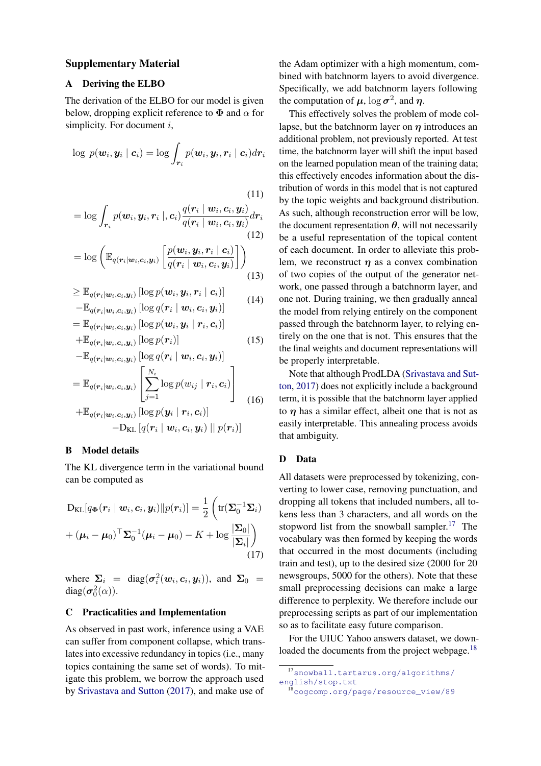# Supplementary Material

## A Deriving the ELBO

The derivation of the ELBO for our model is given below, dropping explicit reference to $\mathbf{\Phi}$ and $\alpha$ for simplicity. For document $i$,

$$\log\ p(\boldsymbol{w}_i, \boldsymbol{y}_i \mid \boldsymbol{c}_i) = \log \int_{\boldsymbol{r}_i} p(\boldsymbol{w}_i, \boldsymbol{y}_i, \boldsymbol{r}_i \mid \boldsymbol{c}_i) d\boldsymbol{r}_i \tag{11}$$

$$= \log \int_{\boldsymbol{r}_i} p(\boldsymbol{w}_i, \boldsymbol{y}_i, \boldsymbol{r}_i \mid, \boldsymbol{c}_i) \frac{q(\boldsymbol{r}_i \mid \boldsymbol{w}_i, \boldsymbol{c}_i, \boldsymbol{y}_i)}{q(\boldsymbol{r}_i \mid \boldsymbol{w}_i, \boldsymbol{c}_i, \boldsymbol{y}_i)} d\boldsymbol{r}_i \tag{12}$$

$$= \log \left( \mathbb{E}_{q(\boldsymbol{r}_i \mid \boldsymbol{w}_i, \boldsymbol{c}_i, \boldsymbol{y}_i)} \left[ \frac{p(\boldsymbol{w}_i, \boldsymbol{y}_i, \boldsymbol{r}_i \mid \boldsymbol{c}_i)}{q(\boldsymbol{r}_i \mid \boldsymbol{w}_i, \boldsymbol{c}_i, \boldsymbol{y}_i)} \right] \right) \tag{13}$$

$$\geq \mathbb{E}_{q(\boldsymbol{r}_i \mid \boldsymbol{w}_i, \boldsymbol{c}_i, \boldsymbol{y}_i)} \left[ \log p(\boldsymbol{w}_i, \boldsymbol{y}_i, \boldsymbol{r}_i \mid \boldsymbol{c}_i) \right] - \mathbb{E}_{q(\boldsymbol{r}_i \mid \boldsymbol{w}_i, \boldsymbol{c}_i, \boldsymbol{y}_i)} \left[ \log q(\boldsymbol{r}_i \mid \boldsymbol{w}_i, \boldsymbol{c}_i, \boldsymbol{y}_i) \right] \tag{14}$$

$$= \mathbb{E}_{q(\boldsymbol{r}_i \mid \boldsymbol{w}_i, \boldsymbol{c}_i, \boldsymbol{y}_i)} \left[ \log p(\boldsymbol{w}_i, \boldsymbol{y}_i \mid \boldsymbol{r}_i, \boldsymbol{c}_i) \right] + \mathbb{E}_{q(\boldsymbol{r}_i \mid \boldsymbol{w}_i, \boldsymbol{c}_i, \boldsymbol{y}_i)} \left[ \log p(\boldsymbol{r}_i) \right] - \mathbb{E}_{q(\boldsymbol{r}_i \mid \boldsymbol{w}_i, \boldsymbol{c}_i, \boldsymbol{y}_i)} \left[ \log q(\boldsymbol{r}_i \mid \boldsymbol{w}_i, \boldsymbol{c}_i, \boldsymbol{y}_i) \right] \tag{15}$$

$$= \mathbb{E}_{q(\boldsymbol{r}_i \mid \boldsymbol{w}_i, \boldsymbol{c}_i, \boldsymbol{y}_i)} \left[ \sum_{j=1}^{N_i} \log p(w_{ij} \mid \boldsymbol{r}_i, \boldsymbol{c}_i) \right] + \mathbb{E}_{q(\boldsymbol{r}_i \mid \boldsymbol{w}_i, \boldsymbol{c}_i, \boldsymbol{y}_i)} \left[ \log p(\boldsymbol{y}_i \mid \boldsymbol{r}_i, \boldsymbol{c}_i) \right] - \mathrm{D}_{\mathrm{KL}} \left[ q(\boldsymbol{r}_i \mid \boldsymbol{w}_i, \boldsymbol{c}_i, \boldsymbol{y}_i) \mid\mid p(\boldsymbol{r}_i) \right] \tag{16}$$

## B Model details

The KL divergence term in the variational bound can be computed as

$$\mathrm{D}_{\mathrm{KL}}[q_{\mathbf{\Phi}}(\boldsymbol{r}_i \mid \boldsymbol{w}_i, \boldsymbol{c}_i, \boldsymbol{y}_i) \| p(\boldsymbol{r}_i)] = \frac{1}{2} \left( \mathrm{tr}(\mathbf{\Sigma}_0^{-1} \mathbf{\Sigma}_i) + (\boldsymbol{\mu}_i - \boldsymbol{\mu}_0)^\top \mathbf{\Sigma}_0^{-1} (\boldsymbol{\mu}_i - \boldsymbol{\mu}_0) - K + \log \frac{|\mathbf{\Sigma}_0|}{|\mathbf{\Sigma}_i|} \right) \tag{17}$$

where $\mathbf{\Sigma}_i = \mathrm{diag}(\boldsymbol{\sigma}_i^2(\boldsymbol{w}_i, \boldsymbol{c}_i, \boldsymbol{y}_i))$, and $\mathbf{\Sigma}_0 = \mathrm{diag}(\boldsymbol{\sigma}_0^2(\alpha))$.

## C Practicalities and Implementation

As observed in past work, inference using a VAE can suffer from component collapse, which translates into excessive redundancy in topics (i.e., many topics containing the same set of words). To mitigate this problem, we borrow the approach used by Srivastava and Sutton (2017), and make use of the Adam optimizer with a high momentum, combined with batchnorm layers to avoid divergence. Specifically, we add batchnorm layers following the computation of $\boldsymbol{\mu}$, $\log \boldsymbol{\sigma}^2$, and $\boldsymbol{\eta}$.

This effectively solves the problem of mode collapse, but the batchnorm layer on $\boldsymbol{\eta}$ introduces an additional problem, not previously reported. At test time, the batchnorm layer will shift the input based on the learned population mean of the training data; this effectively encodes information about the distribution of words in this model that is not captured by the topic weights and background distribution. As such, although reconstruction error will be low, the document representation $\boldsymbol{\theta}$, will not necessarily be a useful representation of the topical content of each document. In order to alleviate this problem, we reconstruct $\boldsymbol{\eta}$ as a convex combination of two copies of the output of the generator network, one passed through a batchnorm layer, and one not. During training, we then gradually anneal the model from relying entirely on the component passed through the batchnorm layer, to relying entirely on the one that is not. This ensures that the the final weights and document representations will be properly interpretable.

Note that although ProdLDA (Srivastava and Sutton, 2017) does not explicitly include a background term, it is possible that the batchnorm layer applied to $\boldsymbol{\eta}$ has a similar effect, albeit one that is not as easily interpretable. This annealing process avoids that ambiguity.

## D Data

All datasets were preprocessed by tokenizing, converting to lower case, removing punctuation, and dropping all tokens that included numbers, all tokens less than 3 characters, and all words on the stopword list from the snowball sampler.[17] The vocabulary was then formed by keeping the words that occurred in the most documents (including train and test), up to the desired size (2000 for 20 newsgroups, 5000 for the others). Note that these small preprocessing decisions can make a large difference to perplexity. We therefore include our preprocessing scripts as part of our implementation so as to facilitate easy future comparison.

For the UIUC Yahoo answers dataset, we downloaded the documents from the project webpage.[18]

[17] snowball.tartarus.org/algorithms/english/stop.txt

[18] cogcomp.org/page/resource_view/89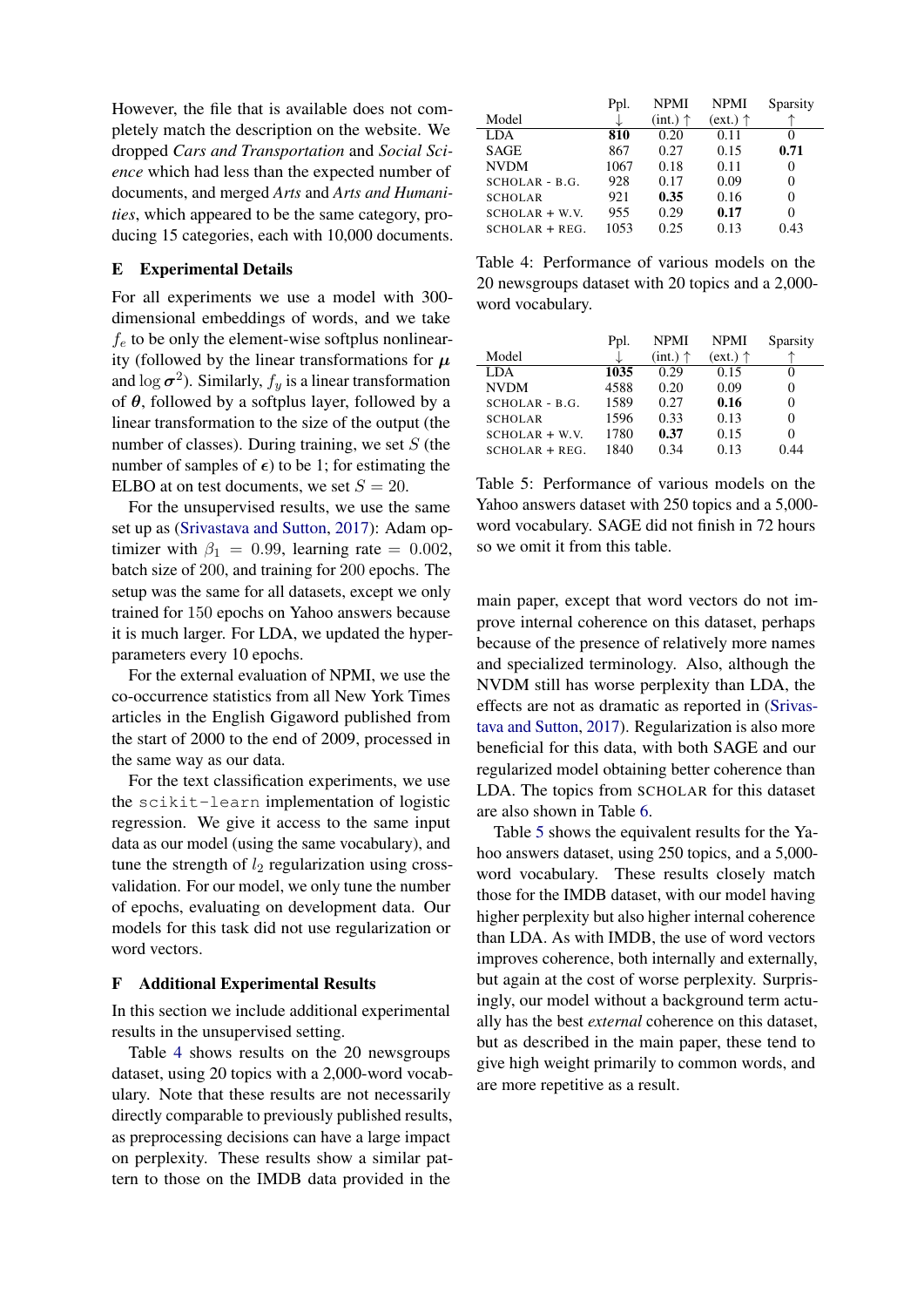However, the file that is available does not completely match the description on the website. We dropped *Cars and Transportation* and *Social Science* which had less than the expected number of documents, and merged *Arts* and *Arts and Humanities*, which appeared to be the same category, producing 15 categories, each with 10,000 documents.

## E Experimental Details

For all experiments we use a model with 300-dimensional embeddings of words, and we take $f_e$ to be only the element-wise softplus nonlinearity (followed by the linear transformations for $\boldsymbol{\mu}$ and $\log \boldsymbol{\sigma}^2$). Similarly, $f_y$ is a linear transformation of $\boldsymbol{\theta}$, followed by a softplus layer, followed by a linear transformation to the size of the output (the number of classes). During training, we set $S$ (the number of samples of $\boldsymbol{\epsilon}$) to be 1; for estimating the ELBO at on test documents, we set $S = 20$.

For the unsupervised results, we use the same set up as (Srivastava and Sutton, 2017): Adam optimizer with $\beta_1 = 0.99$, learning rate $= 0.002$, batch size of 200, and training for 200 epochs. The setup was the same for all datasets, except we only trained for 150 epochs on Yahoo answers because it is much larger. For LDA, we updated the hyper-parameters every 10 epochs.

For the external evaluation of NPMI, we use the co-occurrence statistics from all New York Times articles in the English Gigaword published from the start of 2000 to the end of 2009, processed in the same way as our data.

For the text classification experiments, we use the `scikit-learn` implementation of logistic regression. We give it access to the same input data as our model (using the same vocabulary), and tune the strength of $l_2$ regularization using cross-validation. For our model, we only tune the number of epochs, evaluating on development data. Our models for this task did not use regularization or word vectors.

## F Additional Experimental Results

In this section we include additional experimental results in the unsupervised setting.

Table 4 shows results on the 20 newsgroups dataset, using 20 topics with a 2,000-word vocabulary. Note that these results are not necessarily directly comparable to previously published results, as preprocessing decisions can have a large impact on perplexity. These results show a similar pattern to those on the IMDB data provided in the main paper, except that word vectors do not improve internal coherence on this dataset, perhaps because of the presence of relatively more names and specialized terminology. Also, although the NVDM still has worse perplexity than LDA, the effects are not as dramatic as reported in (Srivastava and Sutton, 2017). Regularization is also more beneficial for this data, with both SAGE and our regularized model obtaining better coherence than LDA. The topics from SCHOLAR for this dataset are also shown in Table 6.

Table 5 shows the equivalent results for the Yahoo answers dataset, using 250 topics, and a 5,000-word vocabulary. These results closely match those for the IMDB dataset, with our model having higher perplexity but also higher internal coherence than LDA. As with IMDB, the use of word vectors improves coherence, both internally and externally, but again at the cost of worse perplexity. Surprisingly, our model without a background term actually has the best *external* coherence on this dataset, but as described in the main paper, these tend to give high weight primarily to common words, and are more repetitive as a result.

| Model | Ppl. ↓ | NPMI (int.) ↑ | NPMI (ext.) ↑ | Sparsity ↑ |
|---|---|---|---|---|
| LDA | **810** | 0.20 | 0.11 | 0 |
| SAGE | 867 | 0.27 | 0.15 | **0.71** |
| NVDM | 1067 | 0.18 | 0.11 | 0 |
| SCHOLAR - B.G. | 928 | 0.17 | 0.09 | 0 |
| SCHOLAR | 921 | **0.35** | 0.16 | 0 |
| SCHOLAR + W.V. | 955 | 0.29 | **0.17** | 0 |
| SCHOLAR + REG. | 1053 | 0.25 | 0.13 | 0.43 |

Table 4: Performance of various models on the 20 newsgroups dataset with 20 topics and a 2,000-word vocabulary.

| Model | Ppl. ↓ | NPMI (int.) ↑ | NPMI (ext.) ↑ | Sparsity ↑ |
|---|---|---|---|---|
| LDA | **1035** | 0.29 | 0.15 | 0 |
| NVDM | 4588 | 0.20 | 0.09 | 0 |
| SCHOLAR - B.G. | 1589 | 0.27 | **0.16** | 0 |
| SCHOLAR | 1596 | 0.33 | 0.13 | 0 |
| SCHOLAR + W.V. | 1780 | **0.37** | 0.15 | 0 |
| SCHOLAR + REG. | 1840 | 0.34 | 0.13 | 0.44 |

Table 5: Performance of various models on the Yahoo answers dataset with 250 topics and a 5,000-word vocabulary. SAGE did not finish in 72 hours so we omit it from this table.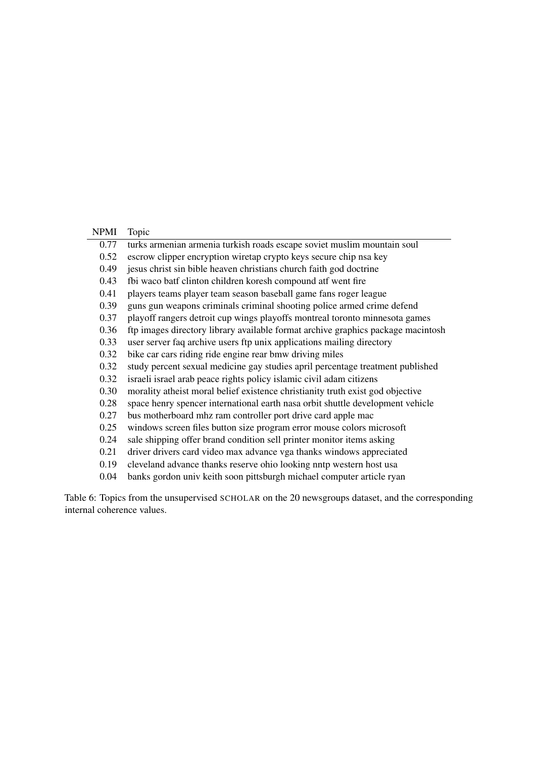| NPMI | Topic |
|---|---|
| 0.77 | turks armenian armenia turkish roads escape soviet muslim mountain soul |
| 0.52 | escrow clipper encryption wiretap crypto keys secure chip nsa key |
| 0.49 | jesus christ sin bible heaven christians church faith god doctrine |
| 0.43 | fbi waco batf clinton children koresh compound atf went fire |
| 0.41 | players teams player team season baseball game fans roger league |
| 0.39 | guns gun weapons criminals criminal shooting police armed crime defend |
| 0.37 | playoff rangers detroit cup wings playoffs montreal toronto minnesota games |
| 0.36 | ftp images directory library available format archive graphics package macintosh |
| 0.33 | user server faq archive users ftp unix applications mailing directory |
| 0.32 | bike car cars riding ride engine rear bmw driving miles |
| 0.32 | study percent sexual medicine gay studies april percentage treatment published |
| 0.32 | israeli israel arab peace rights policy islamic civil adam citizens |
| 0.30 | morality atheist moral belief existence christianity truth exist god objective |
| 0.28 | space henry spencer international earth nasa orbit shuttle development vehicle |
| 0.27 | bus motherboard mhz ram controller port drive card apple mac |
| 0.25 | windows screen files button size program error mouse colors microsoft |
| 0.24 | sale shipping offer brand condition sell printer monitor items asking |
| 0.21 | driver drivers card video max advance vga thanks windows appreciated |
| 0.19 | cleveland advance thanks reserve ohio looking nntp western host usa |
| 0.04 | banks gordon univ keith soon pittsburgh michael computer article ryan |

Table 6: Topics from the unsupervised SCHOLAR on the 20 newsgroups dataset, and the corresponding internal coherence values.